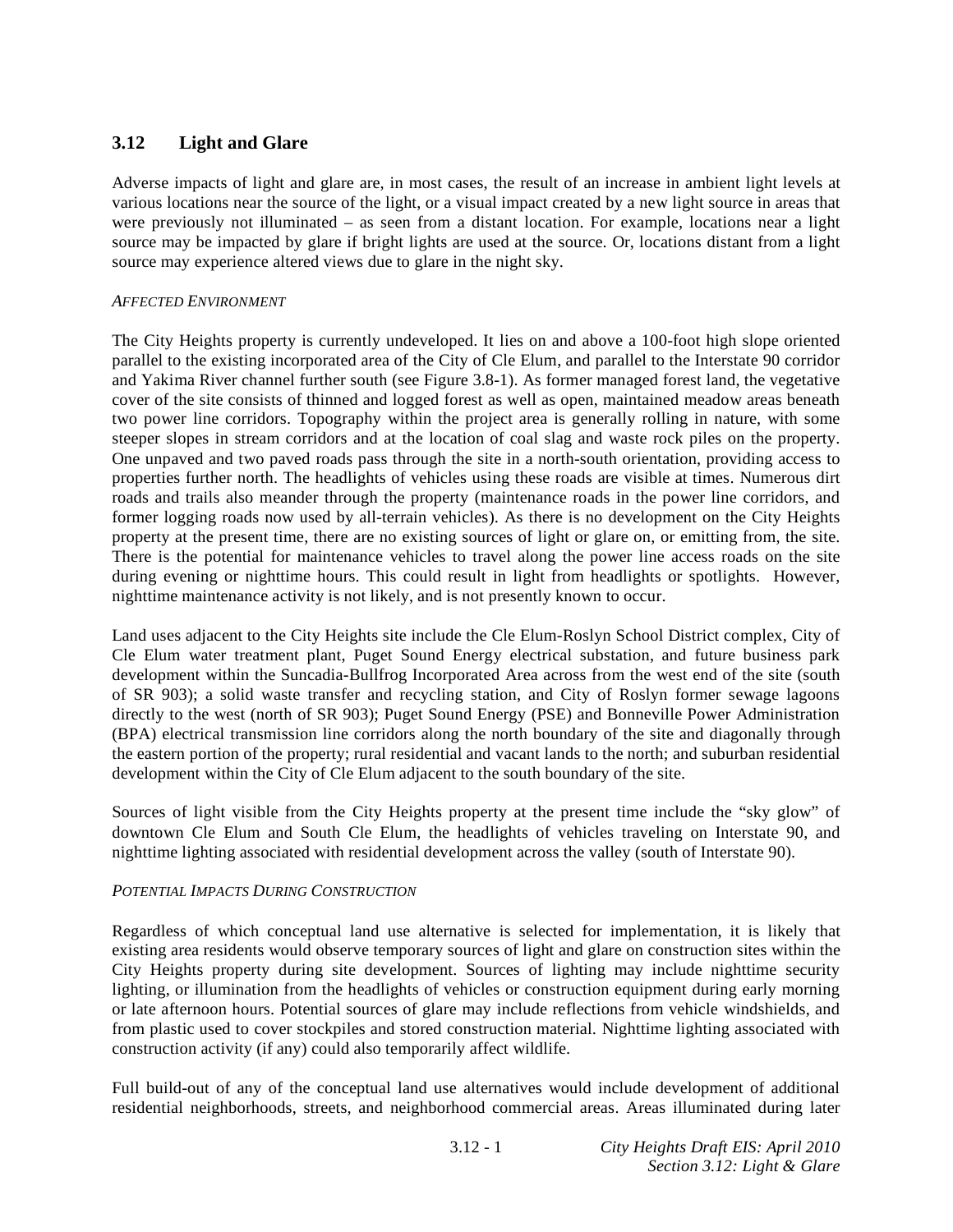## 3.12 Light and Glare

Adverse impacts of light and glare are, in most cases, the result of an increase in ambient light levels at various locations near the source of the light, or a visual impact created by a new light source in areas that were previously not illuminated – as seen from a distant location. For example, locations near a light source may be impacted by glare if bright lights are used at the source. Or, locations distant from a light source may experience altered views due to glare in the night sky.

*AFFECTED ENVIRONMENT*

The City Heights property is currently undeveloped. It lies on and above a 100-foot high slope oriented parallel to the existing incorporated area of the City of Cle Elum, and parallel to the Interstate 90 corridor and Yakima River channel further south (see Figure 3.8-1). As former managed forest land, the vegetative cover of the site consists of thinned and logged forest as well as open, maintained meadow areas beneath two power line corridors. Topography within the project area is generally rolling in nature, with some steeper slopes in stream corridors and at the location of coal slag and waste rock piles on the property. One unpaved and two paved roads pass through the site in a north-south orientation, providing access to properties further north. The headlights of vehicles using these roads are visible at times. Numerous dirt roads and trails also meander through the property (maintenance roads in the power line corridors, and former logging roads now used by all-terrain vehicles). As there is no development on the City Heights property at the present time, there are no existing sources of light or glare on, or emitting from, the site. There is the potential for maintenance vehicles to travel along the power line access roads on the site during evening or nighttime hours. This could result in light from headlights or spotlights. However, nighttime maintenance activity is not likely, and is not presently known to occur.

Land uses adjacent to the City Heights site include the Cle Elum-Roslyn School District complex, City of Cle Elum water treatment plant, Puget Sound Energy electrical substation, and future business park development within the Suncadia-Bullfrog Incorporated Area across from the west end of the site (south of SR 903); a solid waste transfer and recycling station, and City of Roslyn former sewage lagoons directly to the west (north of SR 903); Puget Sound Energy (PSE) and Bonneville Power Administration (BPA) electrical transmission line corridors along the north boundary of the site and diagonally through the eastern portion of the property; rural residential and vacant lands to the north; and suburban residential development within the City of Cle Elum adjacent to the south boundary of the site.

Sources of light visible from the City Heights property at the present time include the "sky glow" of downtown Cle Elum and South Cle Elum, the headlights of vehicles traveling on Interstate 90, and nighttime lighting associated with residential development across the valley (south of Interstate 90).

*POTENTIAL IMPACTS DURING CONSTRUCTION*

Regardless of which conceptual land use alternative is selected for implementation, it is likely that existing area residents would observe temporary sources of light and glare on construction sites within the City Heights property during site development. Sources of lighting may include nighttime security lighting, or illumination from the headlights of vehicles or construction equipment during early morning or late afternoon hours. Potential sources of glare may include reflections from vehicle windshields, and from plastic used to cover stockpiles and stored construction material. Nighttime lighting associated with construction activity (if any) could also temporarily affect wildlife.

Full build-out of any of the conceptual land use alternatives would include development of additional residential neighborhoods, streets, and neighborhood commercial areas. Areas illuminated during later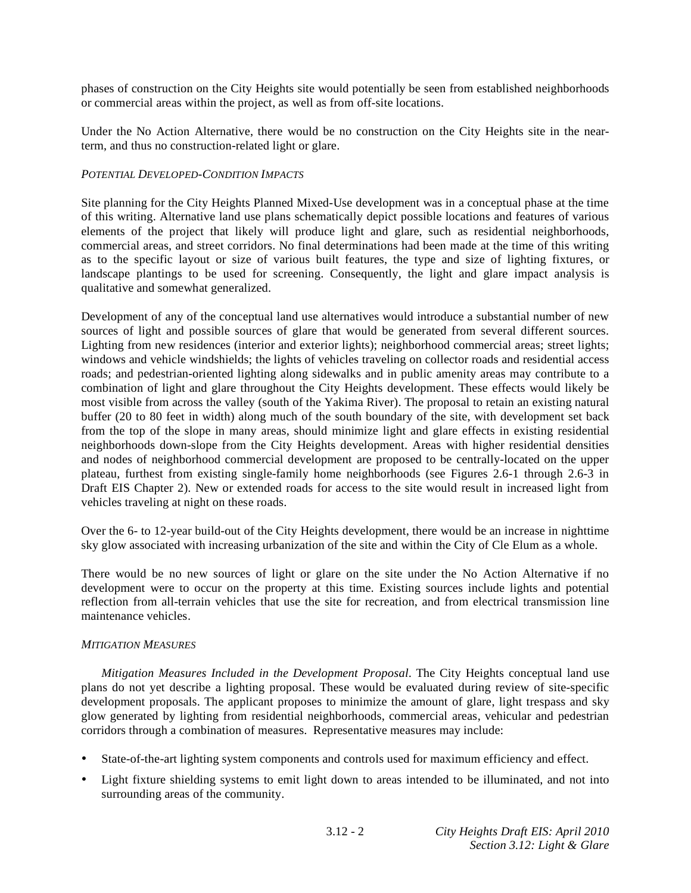phases of construction on the City Heights site would potentially be seen from established neighborhoods or commercial areas within the project, as well as from off-site locations.

Under the No Action Alternative, there would be no construction on the City Heights site in the near-term, and thus no construction-related light or glare.

*POTENTIAL DEVELOPED-CONDITION IMPACTS*

Site planning for the City Heights Planned Mixed-Use development was in a conceptual phase at the time of this writing. Alternative land use plans schematically depict possible locations and features of various elements of the project that likely will produce light and glare, such as residential neighborhoods, commercial areas, and street corridors. No final determinations had been made at the time of this writing as to the specific layout or size of various built features, the type and size of lighting fixtures, or landscape plantings to be used for screening. Consequently, the light and glare impact analysis is qualitative and somewhat generalized.

Development of any of the conceptual land use alternatives would introduce a substantial number of new sources of light and possible sources of glare that would be generated from several different sources. Lighting from new residences (interior and exterior lights); neighborhood commercial areas; street lights; windows and vehicle windshields; the lights of vehicles traveling on collector roads and residential access roads; and pedestrian-oriented lighting along sidewalks and in public amenity areas may contribute to a combination of light and glare throughout the City Heights development. These effects would likely be most visible from across the valley (south of the Yakima River). The proposal to retain an existing natural buffer (20 to 80 feet in width) along much of the south boundary of the site, with development set back from the top of the slope in many areas, should minimize light and glare effects in existing residential neighborhoods down-slope from the City Heights development. Areas with higher residential densities and nodes of neighborhood commercial development are proposed to be centrally-located on the upper plateau, furthest from existing single-family home neighborhoods (see Figures 2.6-1 through 2.6-3 in Draft EIS Chapter 2). New or extended roads for access to the site would result in increased light from vehicles traveling at night on these roads.

Over the 6- to 12-year build-out of the City Heights development, there would be an increase in nighttime sky glow associated with increasing urbanization of the site and within the City of Cle Elum as a whole.

There would be no new sources of light or glare on the site under the No Action Alternative if no development were to occur on the property at this time. Existing sources include lights and potential reflection from all-terrain vehicles that use the site for recreation, and from electrical transmission line maintenance vehicles.

*MITIGATION MEASURES*

*Mitigation Measures Included in the Development Proposal.* The City Heights conceptual land use plans do not yet describe a lighting proposal. These would be evaluated during review of site-specific development proposals. The applicant proposes to minimize the amount of glare, light trespass and sky glow generated by lighting from residential neighborhoods, commercial areas, vehicular and pedestrian corridors through a combination of measures. Representative measures may include:

- State-of-the-art lighting system components and controls used for maximum efficiency and effect.
- Light fixture shielding systems to emit light down to areas intended to be illuminated, and not into surrounding areas of the community.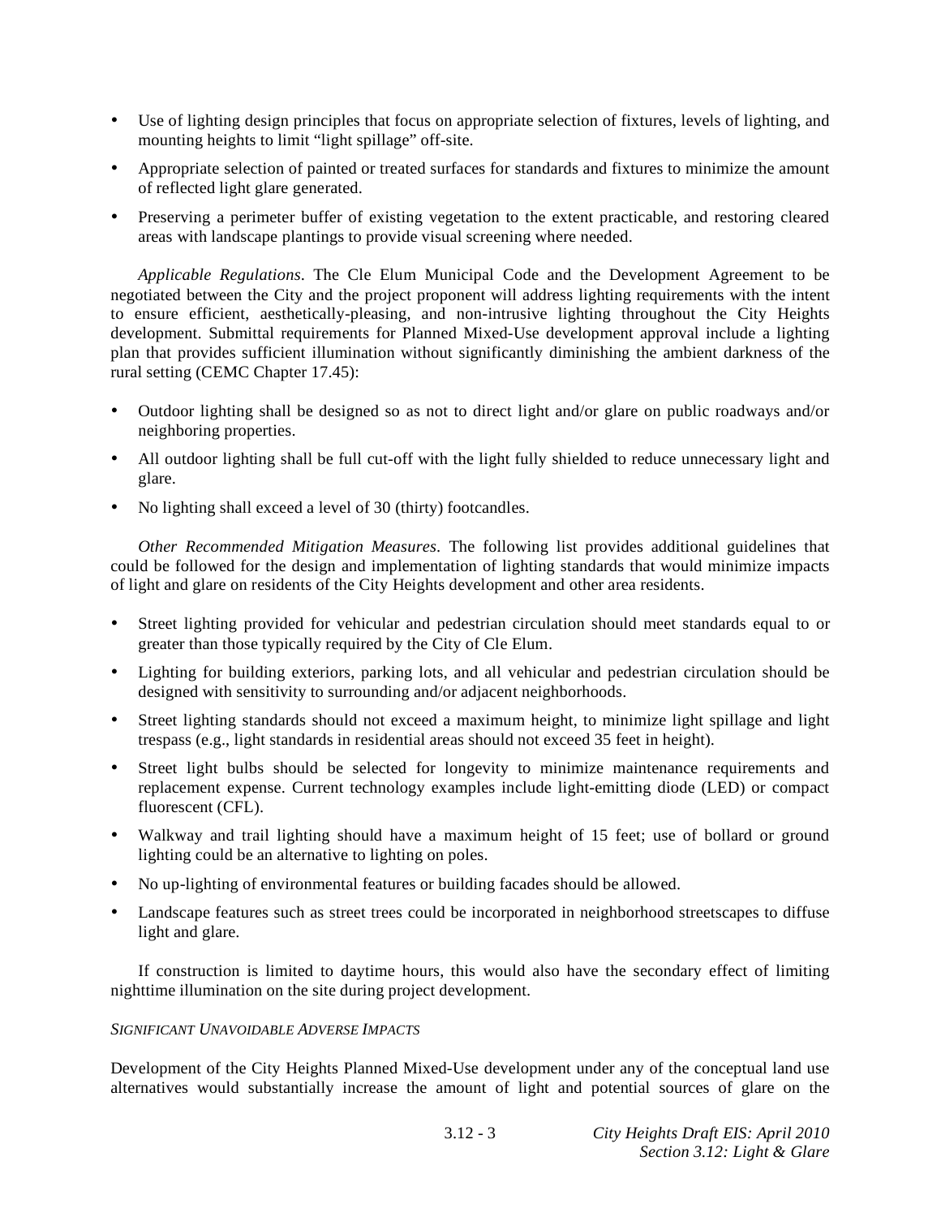- Use of lighting design principles that focus on appropriate selection of fixtures, levels of lighting, and mounting heights to limit "light spillage" off-site.
- Appropriate selection of painted or treated surfaces for standards and fixtures to minimize the amount of reflected light glare generated.
- Preserving a perimeter buffer of existing vegetation to the extent practicable, and restoring cleared areas with landscape plantings to provide visual screening where needed.

*Applicable Regulations*. The Cle Elum Municipal Code and the Development Agreement to be negotiated between the City and the project proponent will address lighting requirements with the intent to ensure efficient, aesthetically-pleasing, and non-intrusive lighting throughout the City Heights development. Submittal requirements for Planned Mixed-Use development approval include a lighting plan that provides sufficient illumination without significantly diminishing the ambient darkness of the rural setting (CEMC Chapter 17.45):

- Outdoor lighting shall be designed so as not to direct light and/or glare on public roadways and/or neighboring properties.
- All outdoor lighting shall be full cut-off with the light fully shielded to reduce unnecessary light and glare.
- No lighting shall exceed a level of 30 (thirty) footcandles.

*Other Recommended Mitigation Measures*. The following list provides additional guidelines that could be followed for the design and implementation of lighting standards that would minimize impacts of light and glare on residents of the City Heights development and other area residents.

- Street lighting provided for vehicular and pedestrian circulation should meet standards equal to or greater than those typically required by the City of Cle Elum.
- Lighting for building exteriors, parking lots, and all vehicular and pedestrian circulation should be designed with sensitivity to surrounding and/or adjacent neighborhoods.
- Street lighting standards should not exceed a maximum height, to minimize light spillage and light trespass (e.g., light standards in residential areas should not exceed 35 feet in height).
- Street light bulbs should be selected for longevity to minimize maintenance requirements and replacement expense. Current technology examples include light-emitting diode (LED) or compact fluorescent (CFL).
- Walkway and trail lighting should have a maximum height of 15 feet; use of bollard or ground lighting could be an alternative to lighting on poles.
- No up-lighting of environmental features or building facades should be allowed.
- Landscape features such as street trees could be incorporated in neighborhood streetscapes to diffuse light and glare.

If construction is limited to daytime hours, this would also have the secondary effect of limiting nighttime illumination on the site during project development.

### *SIGNIFICANT UNAVOIDABLE ADVERSE IMPACTS*

Development of the City Heights Planned Mixed-Use development under any of the conceptual land use alternatives would substantially increase the amount of light and potential sources of glare on the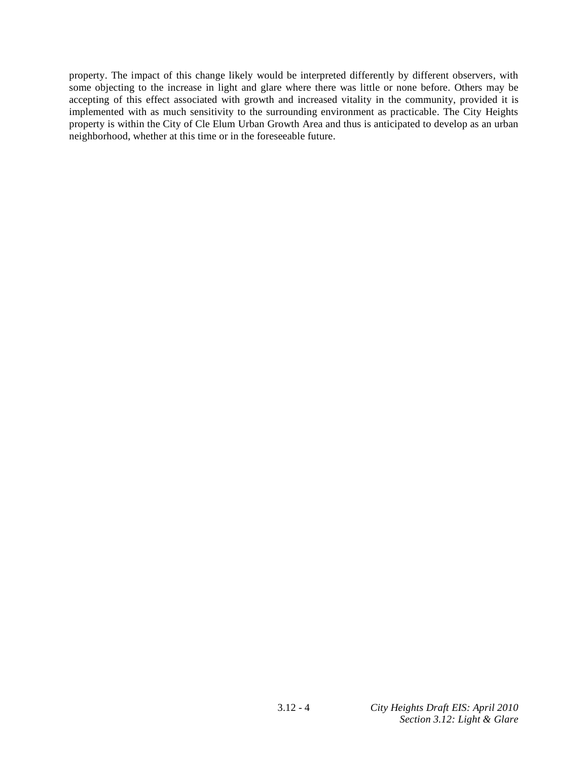property. The impact of this change likely would be interpreted differently by different observers, with some objecting to the increase in light and glare where there was little or none before. Others may be accepting of this effect associated with growth and increased vitality in the community, provided it is implemented with as much sensitivity to the surrounding environment as practicable. The City Heights property is within the City of Cle Elum Urban Growth Area and thus is anticipated to develop as an urban neighborhood, whether at this time or in the foreseeable future.